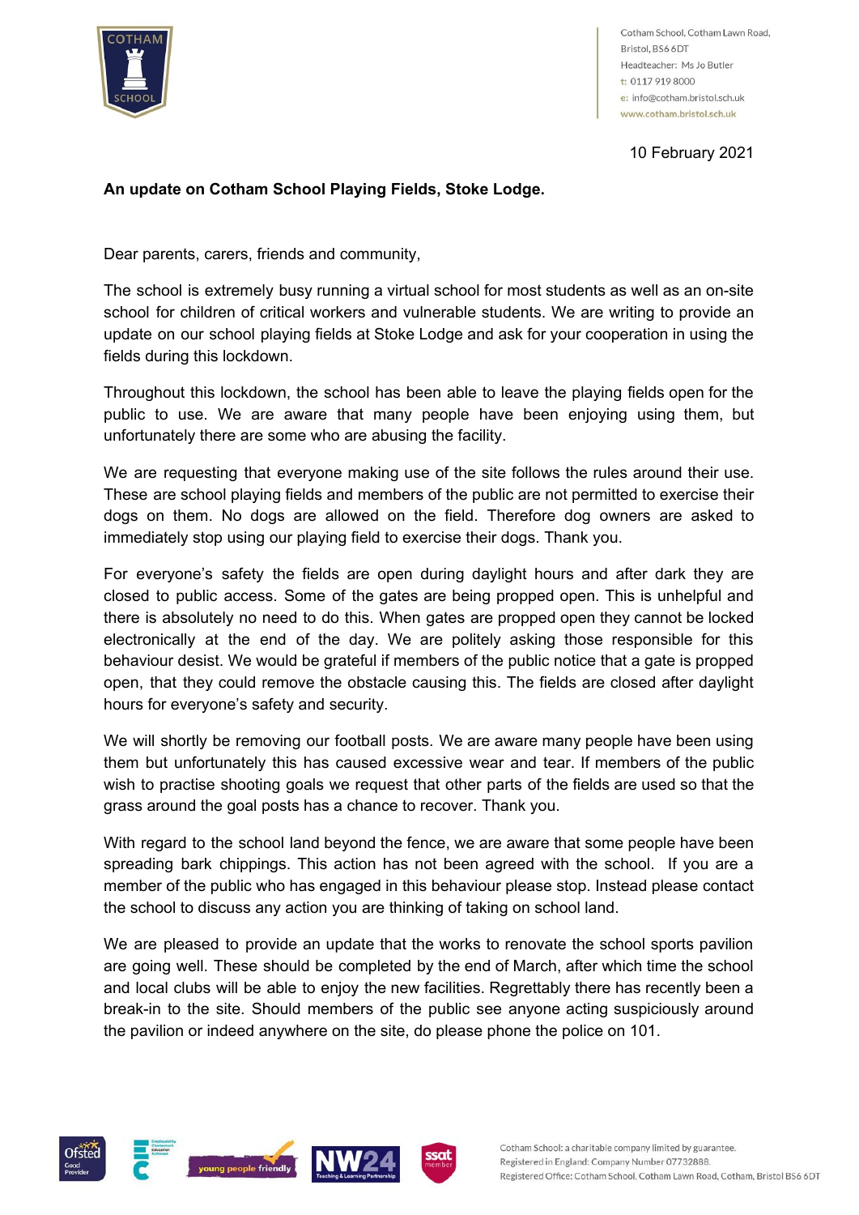Cotham School, Cotham Lawn Road,
Bristol, BS6 6DT
Headteacher: Ms Jo Butler
t: 0117 919 8000
e: info@cotham.bristol.sch.uk
www.cotham.bristol.sch.uk

10 February 2021

**An update on Cotham School Playing Fields, Stoke Lodge.**

Dear parents, carers, friends and community,

The school is extremely busy running a virtual school for most students as well as an on-site school for children of critical workers and vulnerable students. We are writing to provide an update on our school playing fields at Stoke Lodge and ask for your cooperation in using the fields during this lockdown.

Throughout this lockdown, the school has been able to leave the playing fields open for the public to use. We are aware that many people have been enjoying using them, but unfortunately there are some who are abusing the facility.

We are requesting that everyone making use of the site follows the rules around their use. These are school playing fields and members of the public are not permitted to exercise their dogs on them. No dogs are allowed on the field. Therefore dog owners are asked to immediately stop using our playing field to exercise their dogs. Thank you.

For everyone's safety the fields are open during daylight hours and after dark they are closed to public access. Some of the gates are being propped open. This is unhelpful and there is absolutely no need to do this. When gates are propped open they cannot be locked electronically at the end of the day. We are politely asking those responsible for this behaviour desist. We would be grateful if members of the public notice that a gate is propped open, that they could remove the obstacle causing this. The fields are closed after daylight hours for everyone's safety and security.

We will shortly be removing our football posts. We are aware many people have been using them but unfortunately this has caused excessive wear and tear. If members of the public wish to practise shooting goals we request that other parts of the fields are used so that the grass around the goal posts has a chance to recover. Thank you.

With regard to the school land beyond the fence, we are aware that some people have been spreading bark chippings. This action has not been agreed with the school. If you are a member of the public who has engaged in this behaviour please stop. Instead please contact the school to discuss any action you are thinking of taking on school land.

We are pleased to provide an update that the works to renovate the school sports pavilion are going well. These should be completed by the end of March, after which time the school and local clubs will be able to enjoy the new facilities. Regrettably there has recently been a break-in to the site. Should members of the public see anyone acting suspiciously around the pavilion or indeed anywhere on the site, do please phone the police on 101.

Cotham School: a charitable company limited by guarantee.
Registered in England: Company Number 07732888.
Registered Office: Cotham School, Cotham Lawn Road, Cotham, Bristol BS6 6DT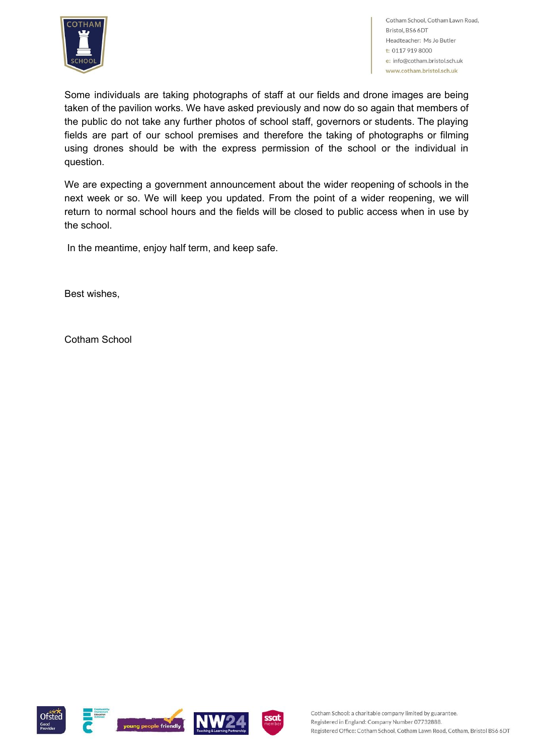Some individuals are taking photographs of staff at our fields and drone images are being taken of the pavilion works. We have asked previously and now do so again that members of the public do not take any further photos of school staff, governors or students. The playing fields are part of our school premises and therefore the taking of photographs or filming using drones should be with the express permission of the school or the individual in question.

We are expecting a government announcement about the wider reopening of schools in the next week or so. We will keep you updated. From the point of a wider reopening, we will return to normal school hours and the fields will be closed to public access when in use by the school.

In the meantime, enjoy half term, and keep safe.

Best wishes,

Cotham School